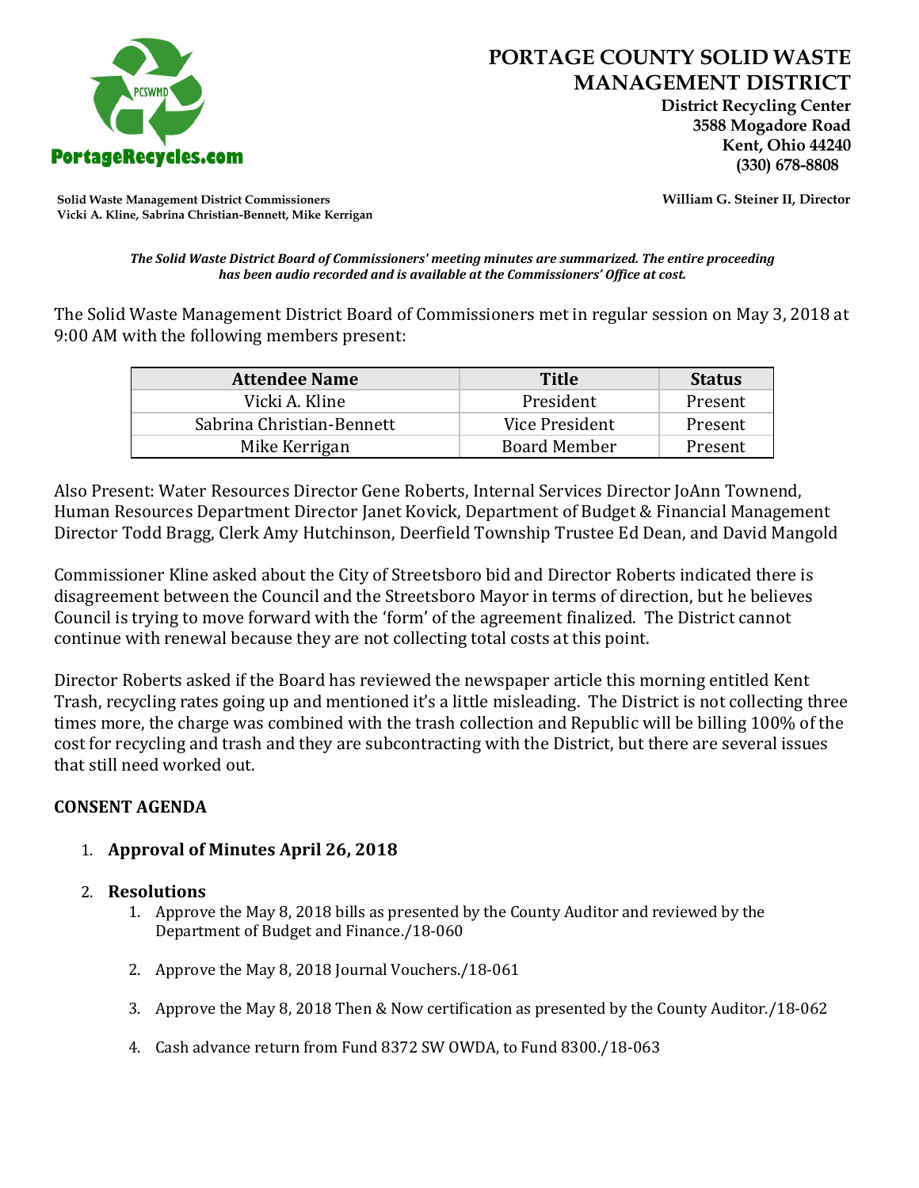# PORTAGE COUNTY SOLID WASTE MANAGEMENT DISTRICT

**District Recycling Center**
**3588 Mogadore Road**
**Kent, Ohio 44240**
**(330) 678-8808**

PortageRecycles.com

**Solid Waste Management District Commissioners**
**Vicki A. Kline, Sabrina Christian-Bennett, Mike Kerrigan**

**William G. Steiner II, Director**

***The Solid Waste District Board of Commissioners' meeting minutes are summarized. The entire proceeding has been audio recorded and is available at the Commissioners' Office at cost.***

The Solid Waste Management District Board of Commissioners met in regular session on May 3, 2018 at 9:00 AM with the following members present:

| Attendee Name | Title | Status |
|---|---|---|
| Vicki A. Kline | President | Present |
| Sabrina Christian-Bennett | Vice President | Present |
| Mike Kerrigan | Board Member | Present |

Also Present: Water Resources Director Gene Roberts, Internal Services Director JoAnn Townend, Human Resources Department Director Janet Kovick, Department of Budget & Financial Management Director Todd Bragg, Clerk Amy Hutchinson, Deerfield Township Trustee Ed Dean, and David Mangold

Commissioner Kline asked about the City of Streetsboro bid and Director Roberts indicated there is disagreement between the Council and the Streetsboro Mayor in terms of direction, but he believes Council is trying to move forward with the 'form' of the agreement finalized. The District cannot continue with renewal because they are not collecting total costs at this point.

Director Roberts asked if the Board has reviewed the newspaper article this morning entitled Kent Trash, recycling rates going up and mentioned it's a little misleading. The District is not collecting three times more, the charge was combined with the trash collection and Republic will be billing 100% of the cost for recycling and trash and they are subcontracting with the District, but there are several issues that still need worked out.

## CONSENT AGENDA

1. **Approval of Minutes April 26, 2018**

2. **Resolutions**
    1. Approve the May 8, 2018 bills as presented by the County Auditor and reviewed by the Department of Budget and Finance./18-060
    2. Approve the May 8, 2018 Journal Vouchers./18-061
    3. Approve the May 8, 2018 Then & Now certification as presented by the County Auditor./18-062
    4. Cash advance return from Fund 8372 SW OWDA, to Fund 8300./18-063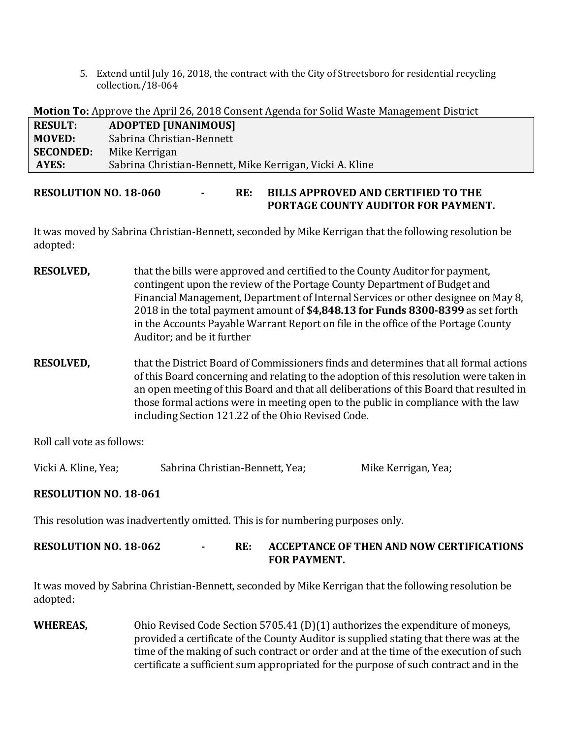5. Extend until July 16, 2018, the contract with the City of Streetsboro for residential recycling collection./18-064

**Motion To:** Approve the April 26, 2018 Consent Agenda for Solid Waste Management District

| | |
|---|---|
| **RESULT:** | **ADOPTED [UNANIMOUS]** |
| **MOVED:** | Sabrina Christian-Bennett |
| **SECONDED:** | Mike Kerrigan |
| **AYES:** | Sabrina Christian-Bennett, Mike Kerrigan, Vicki A. Kline |

**RESOLUTION NO. 18-060 - RE: BILLS APPROVED AND CERTIFIED TO THE PORTAGE COUNTY AUDITOR FOR PAYMENT.**

It was moved by Sabrina Christian-Bennett, seconded by Mike Kerrigan that the following resolution be adopted:

**RESOLVED,** that the bills were approved and certified to the County Auditor for payment, contingent upon the review of the Portage County Department of Budget and Financial Management, Department of Internal Services or other designee on May 8, 2018 in the total payment amount of **$4,848.13 for Funds 8300-8399** as set forth in the Accounts Payable Warrant Report on file in the office of the Portage County Auditor; and be it further

**RESOLVED,** that the District Board of Commissioners finds and determines that all formal actions of this Board concerning and relating to the adoption of this resolution were taken in an open meeting of this Board and that all deliberations of this Board that resulted in those formal actions were in meeting open to the public in compliance with the law including Section 121.22 of the Ohio Revised Code.

Roll call vote as follows:

Vicki A. Kline, Yea; Sabrina Christian-Bennett, Yea; Mike Kerrigan, Yea;

**RESOLUTION NO. 18-061**

This resolution was inadvertently omitted. This is for numbering purposes only.

**RESOLUTION NO. 18-062 - RE: ACCEPTANCE OF THEN AND NOW CERTIFICATIONS FOR PAYMENT.**

It was moved by Sabrina Christian-Bennett, seconded by Mike Kerrigan that the following resolution be adopted:

**WHEREAS,** Ohio Revised Code Section 5705.41 (D)(1) authorizes the expenditure of moneys, provided a certificate of the County Auditor is supplied stating that there was at the time of the making of such contract or order and at the time of the execution of such certificate a sufficient sum appropriated for the purpose of such contract and in the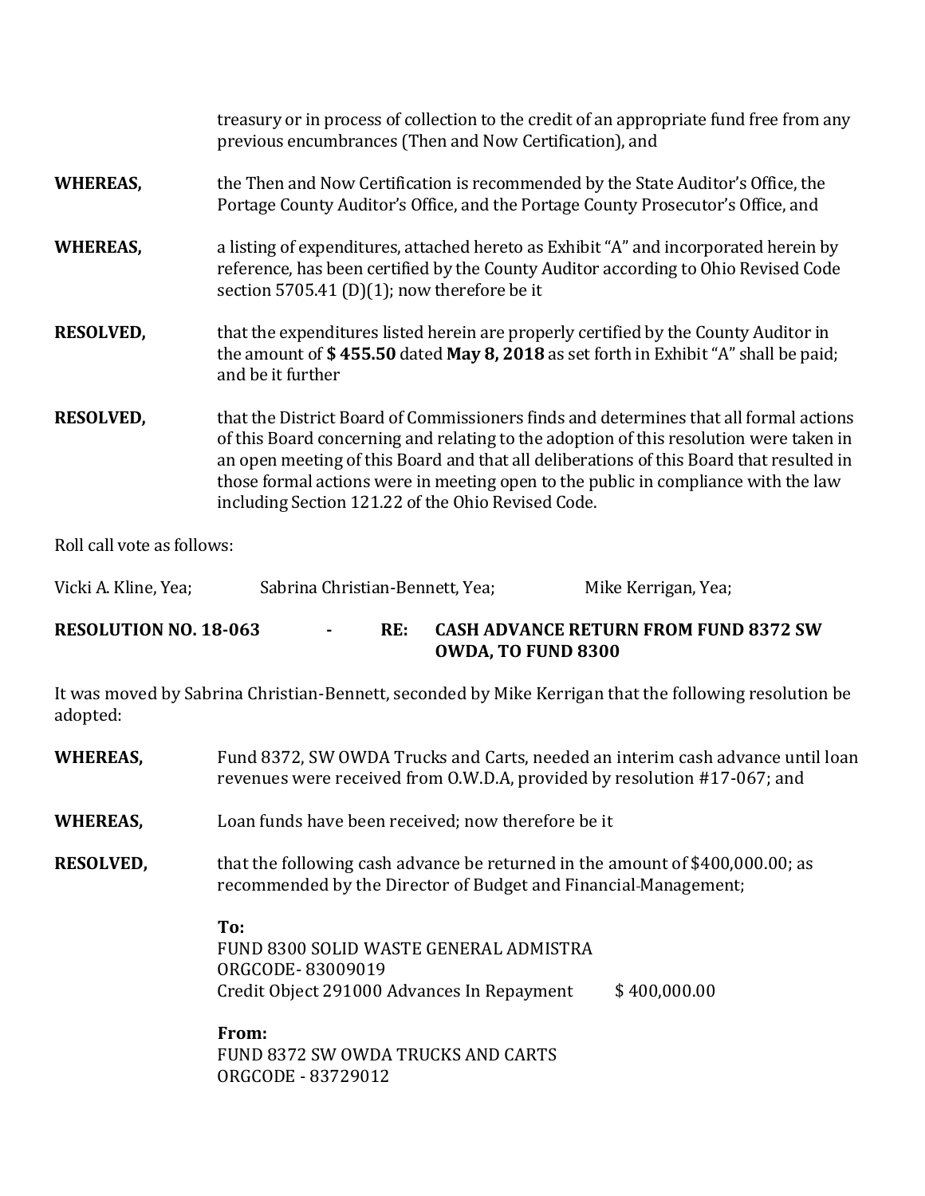treasury or in process of collection to the credit of an appropriate fund free from any previous encumbrances (Then and Now Certification), and

**WHEREAS,** the Then and Now Certification is recommended by the State Auditor's Office, the Portage County Auditor's Office, and the Portage County Prosecutor's Office, and

**WHEREAS,** a listing of expenditures, attached hereto as Exhibit "A" and incorporated herein by reference, has been certified by the County Auditor according to Ohio Revised Code section 5705.41 (D)(1); now therefore be it

**RESOLVED,** that the expenditures listed herein are properly certified by the County Auditor in the amount of **$ 455.50** dated **May 8, 2018** as set forth in Exhibit "A" shall be paid; and be it further

**RESOLVED,** that the District Board of Commissioners finds and determines that all formal actions of this Board concerning and relating to the adoption of this resolution were taken in an open meeting of this Board and that all deliberations of this Board that resulted in those formal actions were in meeting open to the public in compliance with the law including Section 121.22 of the Ohio Revised Code.

Roll call vote as follows:

Vicki A. Kline, Yea; Sabrina Christian-Bennett, Yea; Mike Kerrigan, Yea;

**RESOLUTION NO. 18-063 - RE: CASH ADVANCE RETURN FROM FUND 8372 SW OWDA, TO FUND 8300**

It was moved by Sabrina Christian-Bennett, seconded by Mike Kerrigan that the following resolution be adopted:

**WHEREAS,** Fund 8372, SW OWDA Trucks and Carts, needed an interim cash advance until loan revenues were received from O.W.D.A, provided by resolution #17-067; and

**WHEREAS,** Loan funds have been received; now therefore be it

**RESOLVED,** that the following cash advance be returned in the amount of $400,000.00; as recommended by the Director of Budget and Financial-Management;

**To:**
FUND 8300 SOLID WASTE GENERAL ADMISTRA
ORGCODE- 83009019
Credit Object 291000 Advances In Repayment $ 400,000.00

**From:**
FUND 8372 SW OWDA TRUCKS AND CARTS
ORGCODE - 83729012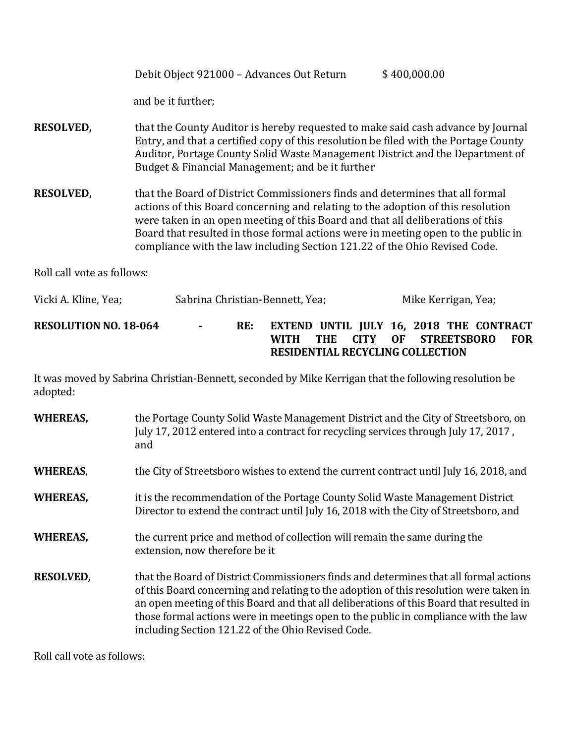Debit Object 921000 – Advances Out Return $ 400,000.00

and be it further;

**RESOLVED,** that the County Auditor is hereby requested to make said cash advance by Journal Entry, and that a certified copy of this resolution be filed with the Portage County Auditor, Portage County Solid Waste Management District and the Department of Budget & Financial Management; and be it further

**RESOLVED,** that the Board of District Commissioners finds and determines that all formal actions of this Board concerning and relating to the adoption of this resolution were taken in an open meeting of this Board and that all deliberations of this Board that resulted in those formal actions were in meeting open to the public in compliance with the law including Section 121.22 of the Ohio Revised Code.

Roll call vote as follows:

Vicki A. Kline, Yea; Sabrina Christian-Bennett, Yea; Mike Kerrigan, Yea;

**RESOLUTION NO. 18-064 - RE: EXTEND UNTIL JULY 16, 2018 THE CONTRACT WITH THE CITY OF STREETSBORO FOR RESIDENTIAL RECYCLING COLLECTION**

It was moved by Sabrina Christian-Bennett, seconded by Mike Kerrigan that the following resolution be adopted:

**WHEREAS,** the Portage County Solid Waste Management District and the City of Streetsboro, on July 17, 2012 entered into a contract for recycling services through July 17, 2017 , and

**WHEREAS**, the City of Streetsboro wishes to extend the current contract until July 16, 2018, and

**WHEREAS,** it is the recommendation of the Portage County Solid Waste Management District Director to extend the contract until July 16, 2018 with the City of Streetsboro, and

**WHEREAS,** the current price and method of collection will remain the same during the extension, now therefore be it

**RESOLVED,** that the Board of District Commissioners finds and determines that all formal actions of this Board concerning and relating to the adoption of this resolution were taken in an open meeting of this Board and that all deliberations of this Board that resulted in those formal actions were in meetings open to the public in compliance with the law including Section 121.22 of the Ohio Revised Code.

Roll call vote as follows: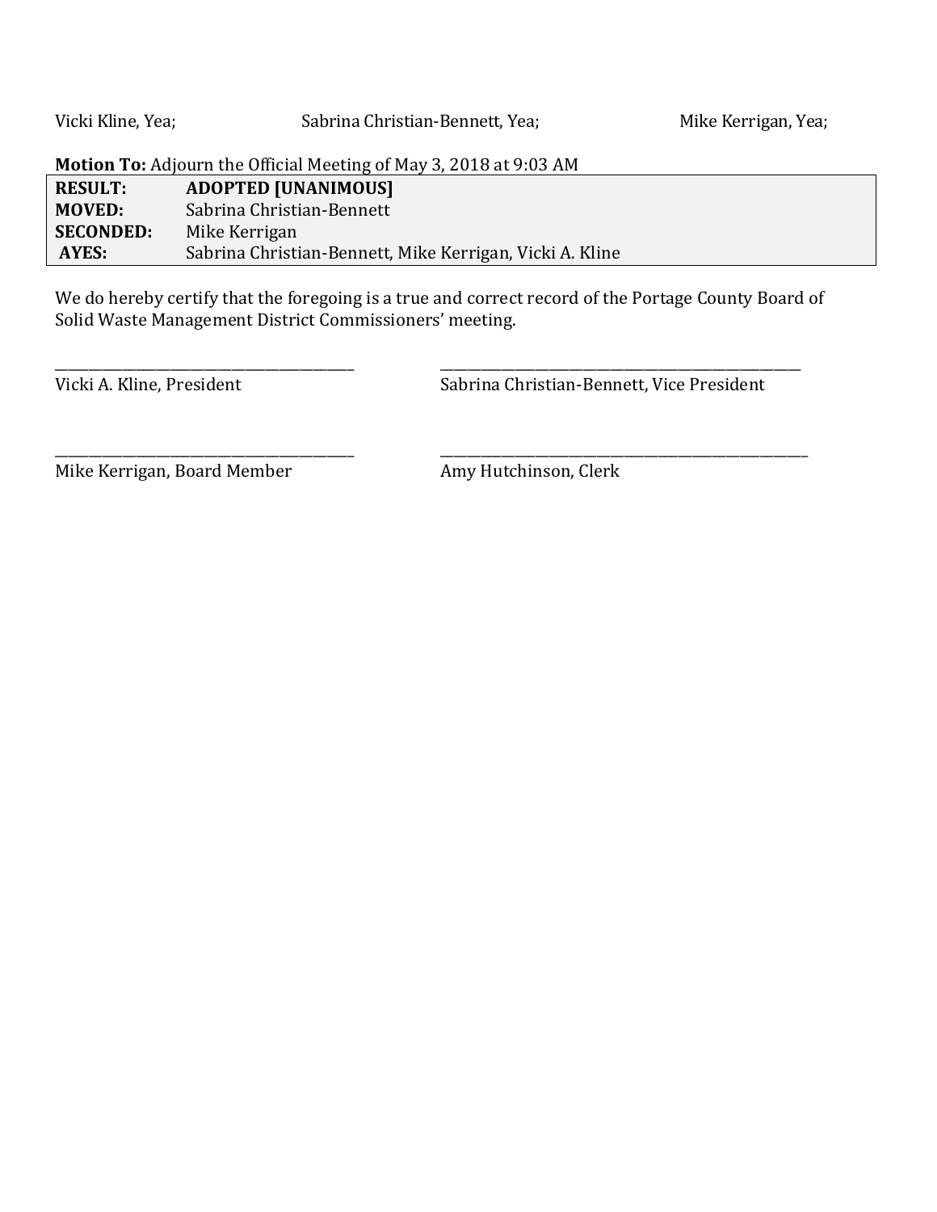Vicki Kline, Yea; Sabrina Christian-Bennett, Yea; Mike Kerrigan, Yea;

**Motion To:** Adjourn the Official Meeting of May 3, 2018 at 9:03 AM

| | |
|---|---|
| **RESULT:** | **ADOPTED [UNANIMOUS]** |
| **MOVED:** | Sabrina Christian-Bennett |
| **SECONDED:** | Mike Kerrigan |
| **AYES:** | Sabrina Christian-Bennett, Mike Kerrigan, Vicki A. Kline |

We do hereby certify that the foregoing is a true and correct record of the Portage County Board of Solid Waste Management District Commissioners' meeting.

\_\_\_\_\_\_\_\_\_\_\_\_\_\_\_\_\_\_\_\_\_\_\_\_\_\_\_\_\_\_\_\_\_\_\_\_\_\_\_\_
Vicki A. Kline, President

\_\_\_\_\_\_\_\_\_\_\_\_\_\_\_\_\_\_\_\_\_\_\_\_\_\_\_\_\_\_\_\_\_\_\_\_\_\_\_\_
Sabrina Christian-Bennett, Vice President

\_\_\_\_\_\_\_\_\_\_\_\_\_\_\_\_\_\_\_\_\_\_\_\_\_\_\_\_\_\_\_\_\_\_\_\_\_\_\_\_
Mike Kerrigan, Board Member

\_\_\_\_\_\_\_\_\_\_\_\_\_\_\_\_\_\_\_\_\_\_\_\_\_\_\_\_\_\_\_\_\_\_\_\_\_\_\_\_
Amy Hutchinson, Clerk